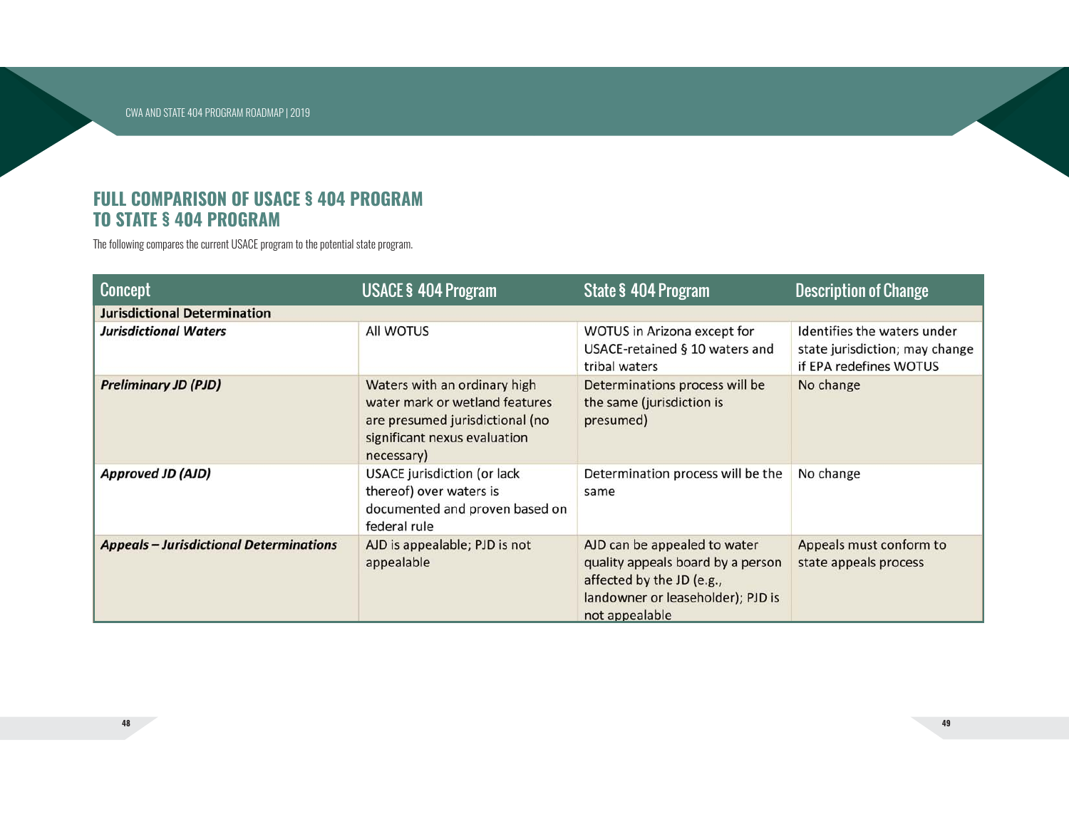## FULL COMPARISON OF USACE § 404 PROGRAM TO STATE § 404 PROGRAM

The following compares the current USACE program to the potential state program.

| Concept | USACE § 404 Program | State § 404 Program | Description of Change |
|---|---|---|---|
| **Jurisdictional Determination** | | | |
| ***Jurisdictional Waters*** | All WOTUS | WOTUS in Arizona except for USACE-retained § 10 waters and tribal waters | Identifies the waters under state jurisdiction; may change if EPA redefines WOTUS |
| ***Preliminary JD (PJD)*** | Waters with an ordinary high water mark or wetland features are presumed jurisdictional (no significant nexus evaluation necessary) | Determinations process will be the same (jurisdiction is presumed) | No change |
| ***Approved JD (AJD)*** | USACE jurisdiction (or lack thereof) over waters is documented and proven based on federal rule | Determination process will be the same | No change |
| ***Appeals – Jurisdictional Determinations*** | AJD is appealable; PJD is not appealable | AJD can be appealed to water quality appeals board by a person affected by the JD (e.g., landowner or leaseholder); PJD is not appealable | Appeals must conform to state appeals process |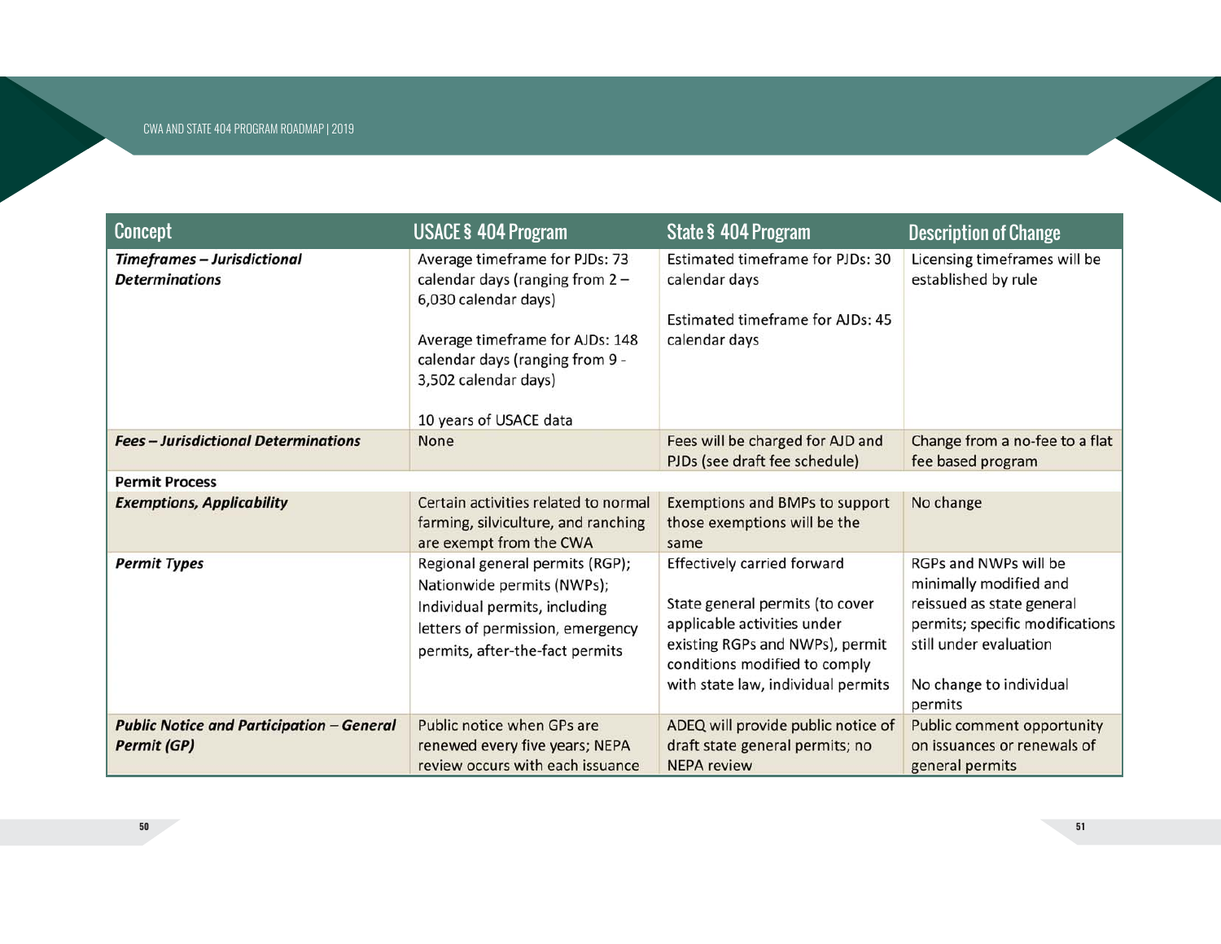| Concept | USACE § 404 Program | State § 404 Program | Description of Change |
|---|---|---|---|
| ***Timeframes – Jurisdictional Determinations*** | Average timeframe for PJDs: 73 calendar days (ranging from 2 – 6,030 calendar days)<br><br>Average timeframe for AJDs: 148 calendar days (ranging from 9 - 3,502 calendar days)<br><br>10 years of USACE data | Estimated timeframe for PJDs: 30 calendar days<br><br>Estimated timeframe for AJDs: 45 calendar days | Licensing timeframes will be established by rule |
| ***Fees – Jurisdictional Determinations*** | None | Fees will be charged for AJD and PJDs (see draft fee schedule) | Change from a no-fee to a flat fee based program |
| **Permit Process** | | | |
| ***Exemptions, Applicability*** | Certain activities related to normal farming, silviculture, and ranching are exempt from the CWA | Exemptions and BMPs to support those exemptions will be the same | No change |
| ***Permit Types*** | Regional general permits (RGP); Nationwide permits (NWPs); Individual permits, including letters of permission, emergency permits, after-the-fact permits | Effectively carried forward<br><br>State general permits (to cover applicable activities under existing RGPs and NWPs), permit conditions modified to comply with state law, individual permits | RGPs and NWPs will be minimally modified and reissued as state general permits; specific modifications still under evaluation<br><br>No change to individual permits |
| ***Public Notice and Participation – General Permit (GP)*** | Public notice when GPs are renewed every five years; NEPA review occurs with each issuance | ADEQ will provide public notice of draft state general permits; no NEPA review | Public comment opportunity on issuances or renewals of general permits |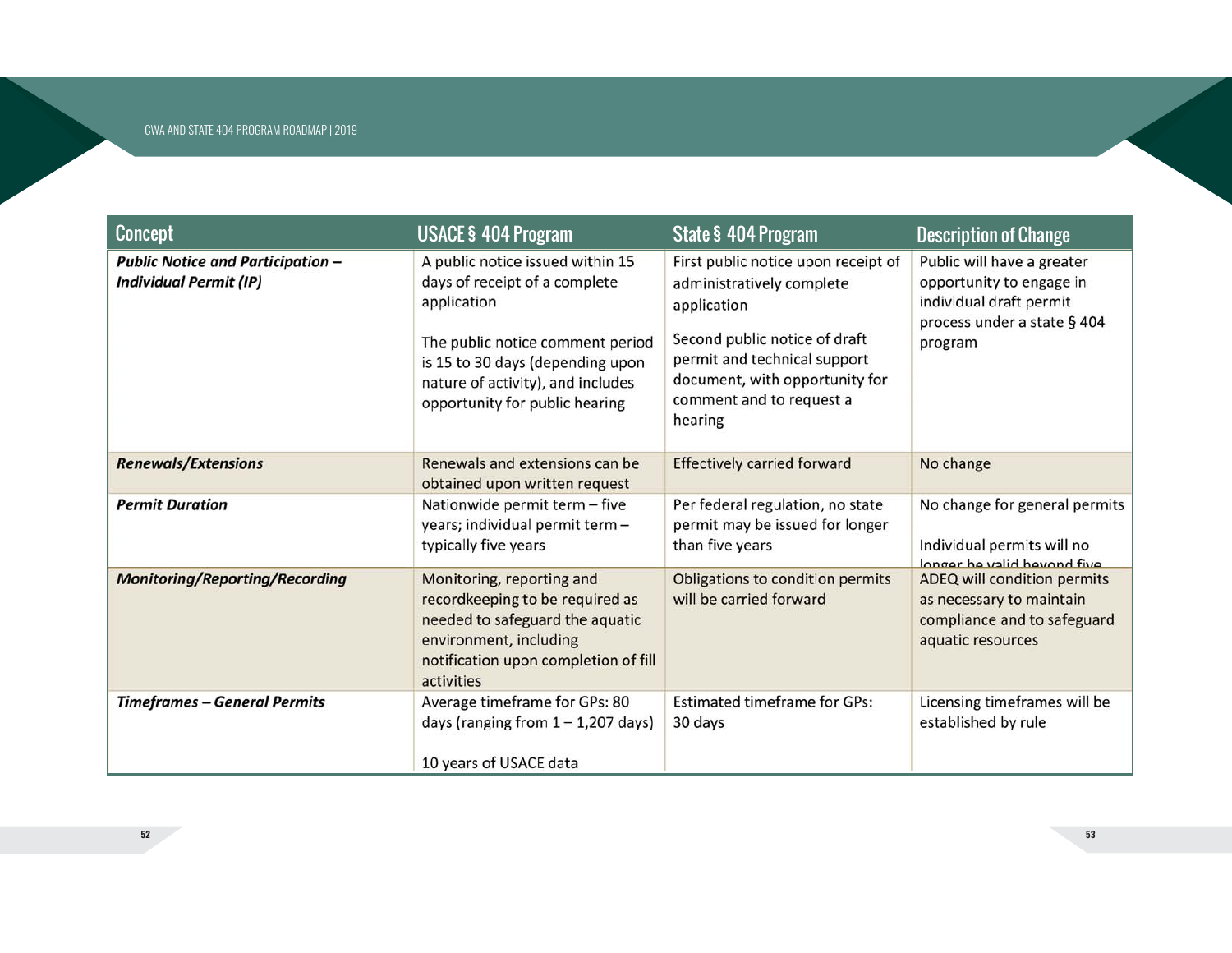| Concept | USACE § 404 Program | State § 404 Program | Description of Change |
|---|---|---|---|
| ***Public Notice and Participation – Individual Permit (IP)*** | A public notice issued within 15 days of receipt of a complete application<br><br>The public notice comment period is 15 to 30 days (depending upon nature of activity), and includes opportunity for public hearing | First public notice upon receipt of administratively complete application<br><br>Second public notice of draft permit and technical support document, with opportunity for comment and to request a hearing | Public will have a greater opportunity to engage in individual draft permit process under a state § 404 program |
| ***Renewals/Extensions*** | Renewals and extensions can be obtained upon written request | Effectively carried forward | No change |
| ***Permit Duration*** | Nationwide permit term – five years; individual permit term – typically five years | Per federal regulation, no state permit may be issued for longer than five years | No change for general permits<br><br>Individual permits will no longer be valid beyond five |
| ***Monitoring/Reporting/Recording*** | Monitoring, reporting and recordkeeping to be required as needed to safeguard the aquatic environment, including notification upon completion of fill activities | Obligations to condition permits will be carried forward | ADEQ will condition permits as necessary to maintain compliance and to safeguard aquatic resources |
| ***Timeframes – General Permits*** | Average timeframe for GPs: 80 days (ranging from 1 – 1,207 days)<br><br>10 years of USACE data | Estimated timeframe for GPs: 30 days | Licensing timeframes will be established by rule |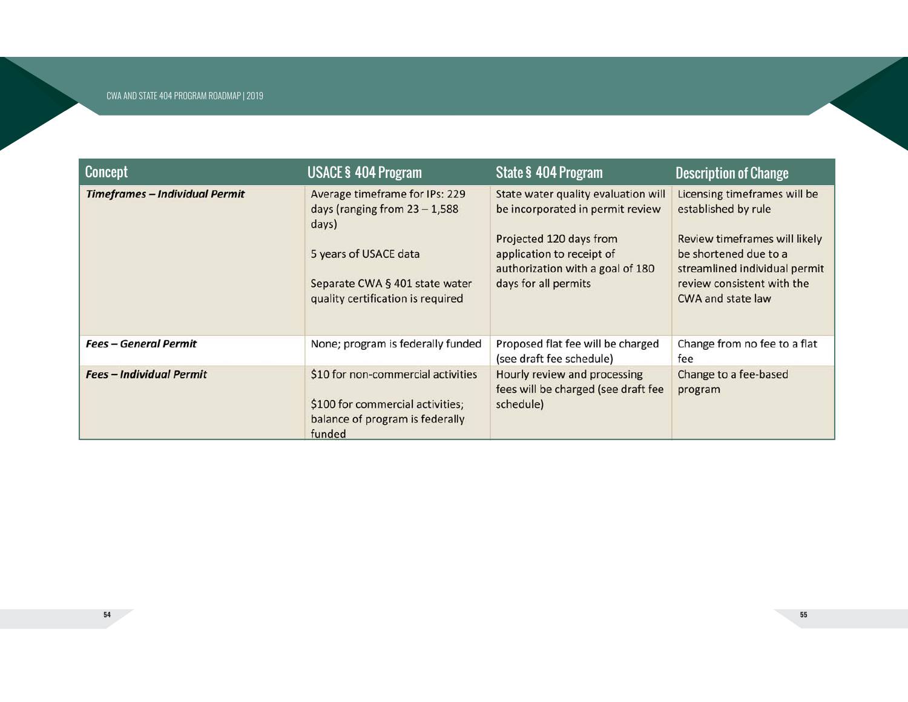| Concept | USACE § 404 Program | State § 404 Program | Description of Change |
|---|---|---|---|
| ***Timeframes – Individual Permit*** | Average timeframe for IPs: 229 days (ranging from 23 – 1,588 days)<br><br>5 years of USACE data<br><br>Separate CWA § 401 state water quality certification is required | State water quality evaluation will be incorporated in permit review<br><br>Projected 120 days from application to receipt of authorization with a goal of 180 days for all permits | Licensing timeframes will be established by rule<br><br>Review timeframes will likely be shortened due to a streamlined individual permit review consistent with the CWA and state law |
| ***Fees – General Permit*** | None; program is federally funded | Proposed flat fee will be charged (see draft fee schedule) | Change from no fee to a flat fee |
| ***Fees – Individual Permit*** | $10 for non-commercial activities<br><br>$100 for commercial activities; balance of program is federally funded | Hourly review and processing fees will be charged (see draft fee schedule) | Change to a fee-based program |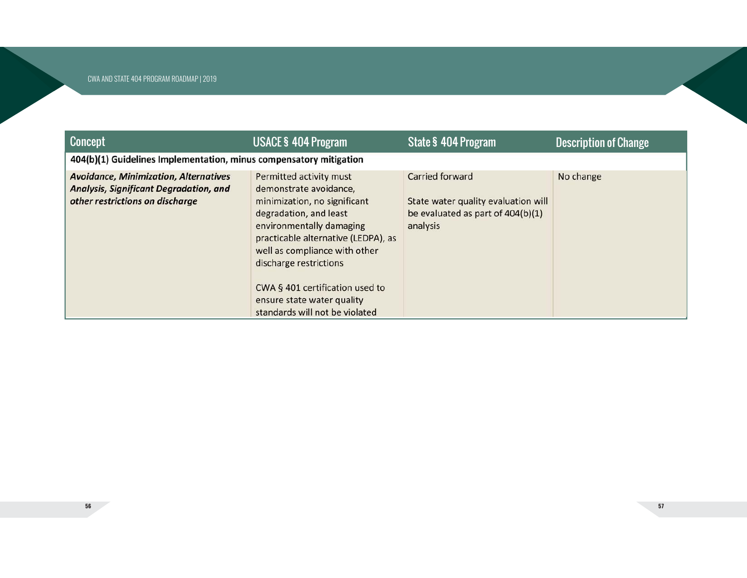| Concept | USACE § 404 Program | State § 404 Program | Description of Change |
|---|---|---|---|
| **404(b)(1) Guidelines Implementation, minus compensatory mitigation** | | | |
| ***Avoidance, Minimization, Alternatives Analysis, Significant Degradation, and other restrictions on discharge*** | Permitted activity must demonstrate avoidance, minimization, no significant degradation, and least environmentally damaging practicable alternative (LEDPA), as well as compliance with other discharge restrictions<br><br>CWA § 401 certification used to ensure state water quality standards will not be violated | Carried forward<br><br>State water quality evaluation will be evaluated as part of 404(b)(1) analysis | No change |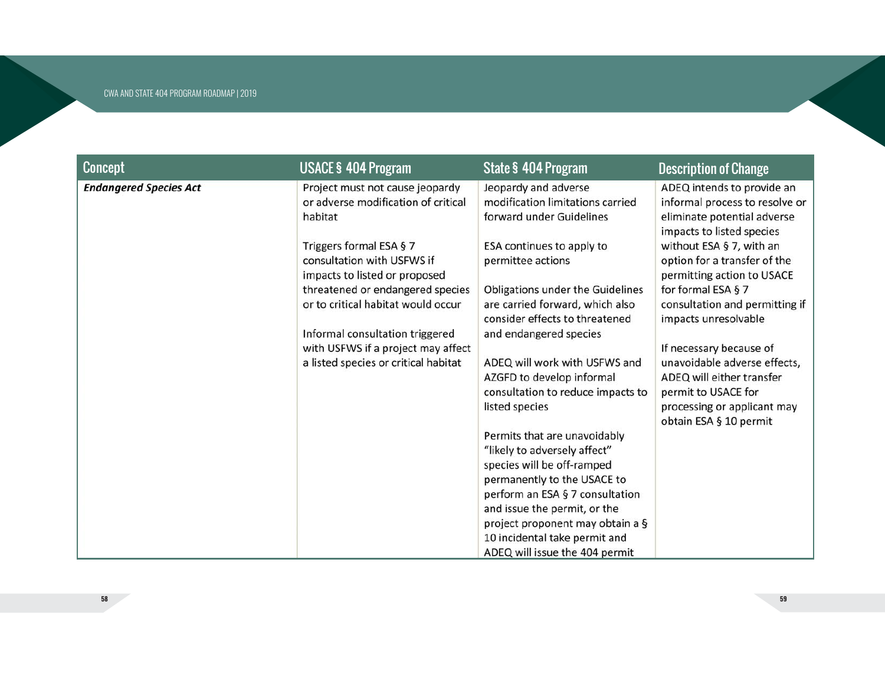| Concept | USACE § 404 Program | State § 404 Program | Description of Change |
|---|---|---|---|
| ***Endangered Species Act*** | Project must not cause jeopardy or adverse modification of critical habitat<br><br>Triggers formal ESA § 7 consultation with USFWS if impacts to listed or proposed threatened or endangered species or to critical habitat would occur<br><br>Informal consultation triggered with USFWS if a project may affect a listed species or critical habitat | Jeopardy and adverse modification limitations carried forward under Guidelines<br><br>ESA continues to apply to permittee actions<br><br>Obligations under the Guidelines are carried forward, which also consider effects to threatened and endangered species<br><br>ADEQ will work with USFWS and AZGFD to develop informal consultation to reduce impacts to listed species<br><br>Permits that are unavoidably "likely to adversely affect" species will be off-ramped permanently to the USACE to perform an ESA § 7 consultation and issue the permit, or the project proponent may obtain a § 10 incidental take permit and ADEQ will issue the 404 permit | ADEQ intends to provide an informal process to resolve or eliminate potential adverse impacts to listed species without ESA § 7, with an option for a transfer of the permitting action to USACE for formal ESA § 7 consultation and permitting if impacts unresolvable<br><br>If necessary because of unavoidable adverse effects, ADEQ will either transfer permit to USACE for processing or applicant may obtain ESA § 10 permit |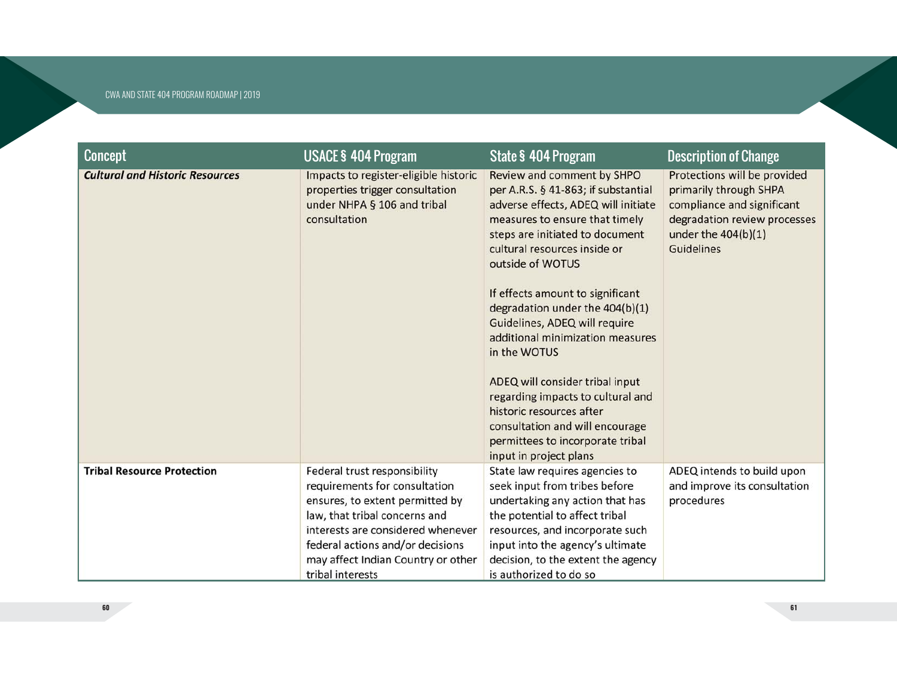| Concept | USACE § 404 Program | State § 404 Program | Description of Change |
| --- | --- | --- | --- |
| ***Cultural and Historic Resources*** | Impacts to register-eligible historic properties trigger consultation under NHPA § 106 and tribal consultation | Review and comment by SHPO per A.R.S. § 41-863; if substantial adverse effects, ADEQ will initiate measures to ensure that timely steps are initiated to document cultural resources inside or outside of WOTUS<br><br>If effects amount to significant degradation under the 404(b)(1) Guidelines, ADEQ will require additional minimization measures in the WOTUS<br><br>ADEQ will consider tribal input regarding impacts to cultural and historic resources after consultation and will encourage permittees to incorporate tribal input in project plans | Protections will be provided primarily through SHPA compliance and significant degradation review processes under the 404(b)(1) Guidelines |
| **Tribal Resource Protection** | Federal trust responsibility requirements for consultation ensures, to extent permitted by law, that tribal concerns and interests are considered whenever federal actions and/or decisions may affect Indian Country or other tribal interests | State law requires agencies to seek input from tribes before undertaking any action that has the potential to affect tribal resources, and incorporate such input into the agency's ultimate decision, to the extent the agency is authorized to do so | ADEQ intends to build upon and improve its consultation procedures |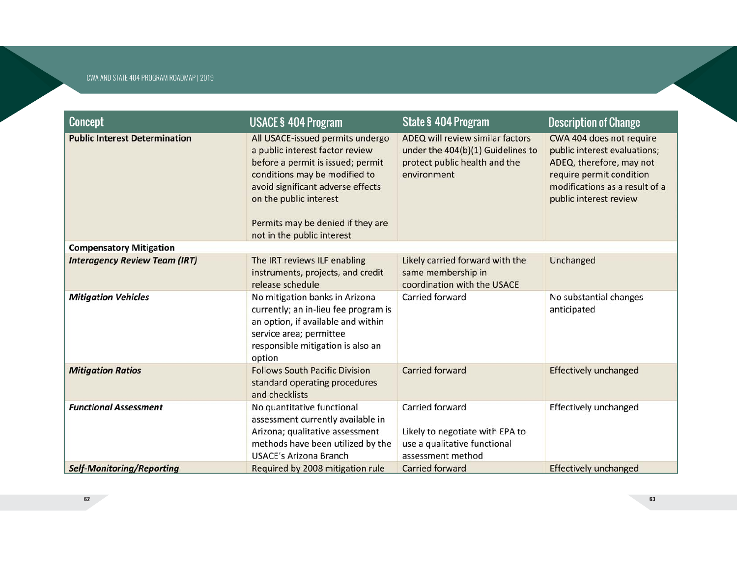| Concept | USACE § 404 Program | State § 404 Program | Description of Change |
|---|---|---|---|
| **Public Interest Determination** | All USACE-issued permits undergo a public interest factor review before a permit is issued; permit conditions may be modified to avoid significant adverse effects on the public interest<br><br>Permits may be denied if they are not in the public interest | ADEQ will review similar factors under the 404(b)(1) Guidelines to protect public health and the environment | CWA 404 does not require public interest evaluations; ADEQ, therefore, may not require permit condition modifications as a result of a public interest review |
| **Compensatory Mitigation** | | | |
| ***Interagency Review Team (IRT)*** | The IRT reviews ILF enabling instruments, projects, and credit release schedule | Likely carried forward with the same membership in coordination with the USACE | Unchanged |
| ***Mitigation Vehicles*** | No mitigation banks in Arizona currently; an in-lieu fee program is an option, if available and within service area; permittee responsible mitigation is also an option | Carried forward | No substantial changes anticipated |
| ***Mitigation Ratios*** | Follows South Pacific Division standard operating procedures and checklists | Carried forward | Effectively unchanged |
| ***Functional Assessment*** | No quantitative functional assessment currently available in Arizona; qualitative assessment methods have been utilized by the USACE's Arizona Branch | Carried forward<br><br>Likely to negotiate with EPA to use a qualitative functional assessment method | Effectively unchanged |
| ***Self-Monitoring/Reporting*** | Required by 2008 mitigation rule | Carried forward | Effectively unchanged |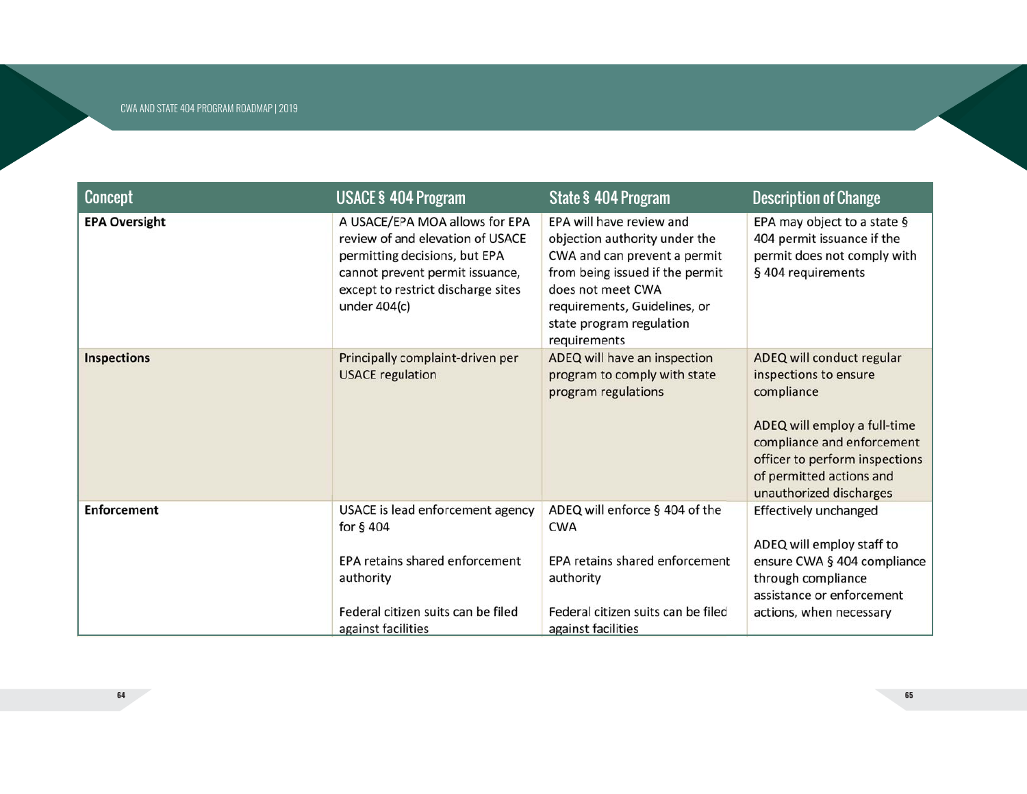| Concept | USACE § 404 Program | State § 404 Program | Description of Change |
|---|---|---|---|
| **EPA Oversight** | A USACE/EPA MOA allows for EPA review of and elevation of USACE permitting decisions, but EPA cannot prevent permit issuance, except to restrict discharge sites under 404(c) | EPA will have review and objection authority under the CWA and can prevent a permit from being issued if the permit does not meet CWA requirements, Guidelines, or state program regulation requirements | EPA may object to a state § 404 permit issuance if the permit does not comply with § 404 requirements |
| **Inspections** | Principally complaint-driven per USACE regulation | ADEQ will have an inspection program to comply with state program regulations | ADEQ will conduct regular inspections to ensure compliance<br><br>ADEQ will employ a full-time compliance and enforcement officer to perform inspections of permitted actions and unauthorized discharges |
| **Enforcement** | USACE is lead enforcement agency for § 404<br><br>EPA retains shared enforcement authority<br><br>Federal citizen suits can be filed against facilities | ADEQ will enforce § 404 of the CWA<br><br>EPA retains shared enforcement authority<br><br>Federal citizen suits can be filed against facilities | Effectively unchanged<br><br>ADEQ will employ staff to ensure CWA § 404 compliance through compliance assistance or enforcement actions, when necessary |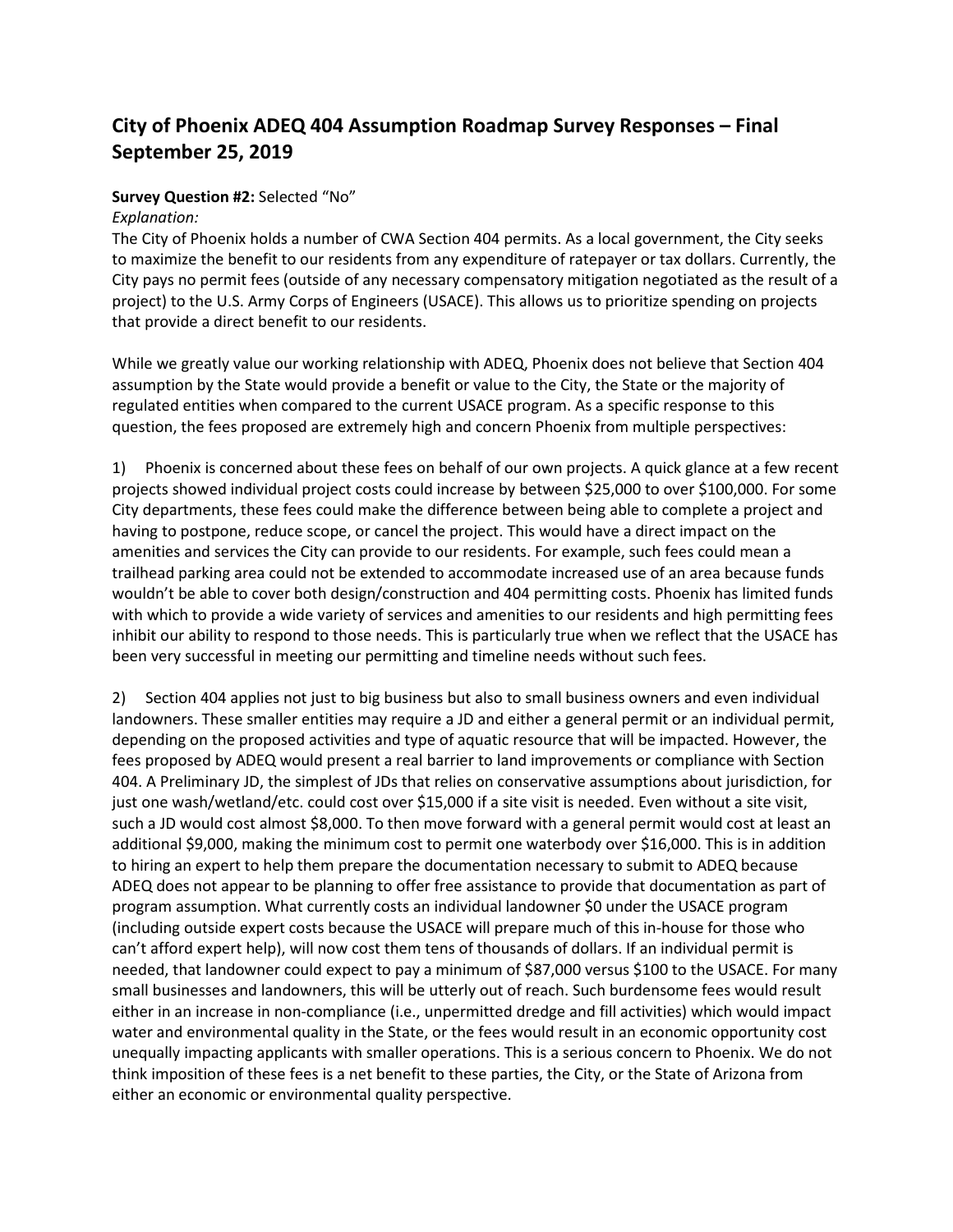## City of Phoenix ADEQ 404 Assumption Roadmap Survey Responses – Final September 25, 2019

**Survey Question #2:** Selected "No"

*Explanation:*

The City of Phoenix holds a number of CWA Section 404 permits. As a local government, the City seeks to maximize the benefit to our residents from any expenditure of ratepayer or tax dollars. Currently, the City pays no permit fees (outside of any necessary compensatory mitigation negotiated as the result of a project) to the U.S. Army Corps of Engineers (USACE). This allows us to prioritize spending on projects that provide a direct benefit to our residents.

While we greatly value our working relationship with ADEQ, Phoenix does not believe that Section 404 assumption by the State would provide a benefit or value to the City, the State or the majority of regulated entities when compared to the current USACE program. As a specific response to this question, the fees proposed are extremely high and concern Phoenix from multiple perspectives:

1) Phoenix is concerned about these fees on behalf of our own projects. A quick glance at a few recent projects showed individual project costs could increase by between $25,000 to over $100,000. For some City departments, these fees could make the difference between being able to complete a project and having to postpone, reduce scope, or cancel the project. This would have a direct impact on the amenities and services the City can provide to our residents. For example, such fees could mean a trailhead parking area could not be extended to accommodate increased use of an area because funds wouldn't be able to cover both design/construction and 404 permitting costs. Phoenix has limited funds with which to provide a wide variety of services and amenities to our residents and high permitting fees inhibit our ability to respond to those needs. This is particularly true when we reflect that the USACE has been very successful in meeting our permitting and timeline needs without such fees.

2) Section 404 applies not just to big business but also to small business owners and even individual landowners. These smaller entities may require a JD and either a general permit or an individual permit, depending on the proposed activities and type of aquatic resource that will be impacted. However, the fees proposed by ADEQ would present a real barrier to land improvements or compliance with Section 404. A Preliminary JD, the simplest of JDs that relies on conservative assumptions about jurisdiction, for just one wash/wetland/etc. could cost over $15,000 if a site visit is needed. Even without a site visit, such a JD would cost almost $8,000. To then move forward with a general permit would cost at least an additional $9,000, making the minimum cost to permit one waterbody over $16,000. This is in addition to hiring an expert to help them prepare the documentation necessary to submit to ADEQ because ADEQ does not appear to be planning to offer free assistance to provide that documentation as part of program assumption. What currently costs an individual landowner $0 under the USACE program (including outside expert costs because the USACE will prepare much of this in-house for those who can't afford expert help), will now cost them tens of thousands of dollars. If an individual permit is needed, that landowner could expect to pay a minimum of $87,000 versus $100 to the USACE. For many small businesses and landowners, this will be utterly out of reach. Such burdensome fees would result either in an increase in non-compliance (i.e., unpermitted dredge and fill activities) which would impact water and environmental quality in the State, or the fees would result in an economic opportunity cost unequally impacting applicants with smaller operations. This is a serious concern to Phoenix. We do not think imposition of these fees is a net benefit to these parties, the City, or the State of Arizona from either an economic or environmental quality perspective.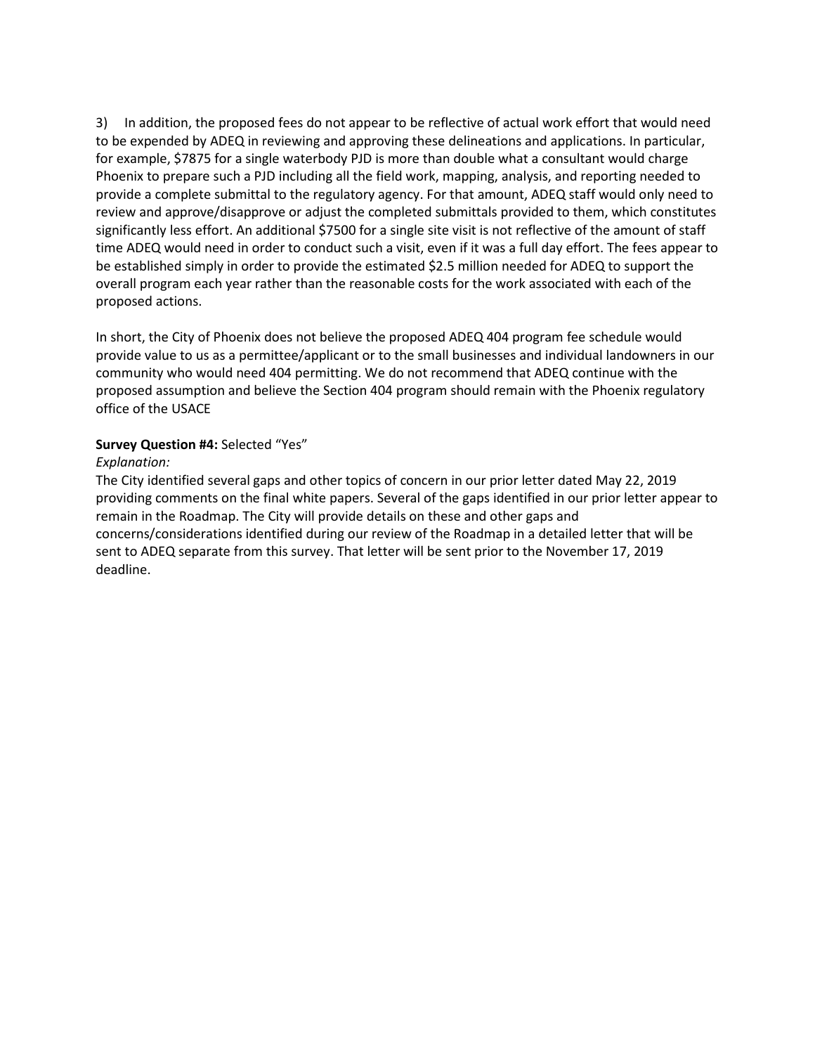3) In addition, the proposed fees do not appear to be reflective of actual work effort that would need to be expended by ADEQ in reviewing and approving these delineations and applications. In particular, for example, $7875 for a single waterbody PJD is more than double what a consultant would charge Phoenix to prepare such a PJD including all the field work, mapping, analysis, and reporting needed to provide a complete submittal to the regulatory agency. For that amount, ADEQ staff would only need to review and approve/disapprove or adjust the completed submittals provided to them, which constitutes significantly less effort. An additional $7500 for a single site visit is not reflective of the amount of staff time ADEQ would need in order to conduct such a visit, even if it was a full day effort. The fees appear to be established simply in order to provide the estimated $2.5 million needed for ADEQ to support the overall program each year rather than the reasonable costs for the work associated with each of the proposed actions.

In short, the City of Phoenix does not believe the proposed ADEQ 404 program fee schedule would provide value to us as a permittee/applicant or to the small businesses and individual landowners in our community who would need 404 permitting. We do not recommend that ADEQ continue with the proposed assumption and believe the Section 404 program should remain with the Phoenix regulatory office of the USACE

**Survey Question #4:** Selected "Yes"

*Explanation:*

The City identified several gaps and other topics of concern in our prior letter dated May 22, 2019 providing comments on the final white papers. Several of the gaps identified in our prior letter appear to remain in the Roadmap. The City will provide details on these and other gaps and concerns/considerations identified during our review of the Roadmap in a detailed letter that will be sent to ADEQ separate from this survey. That letter will be sent prior to the November 17, 2019 deadline.